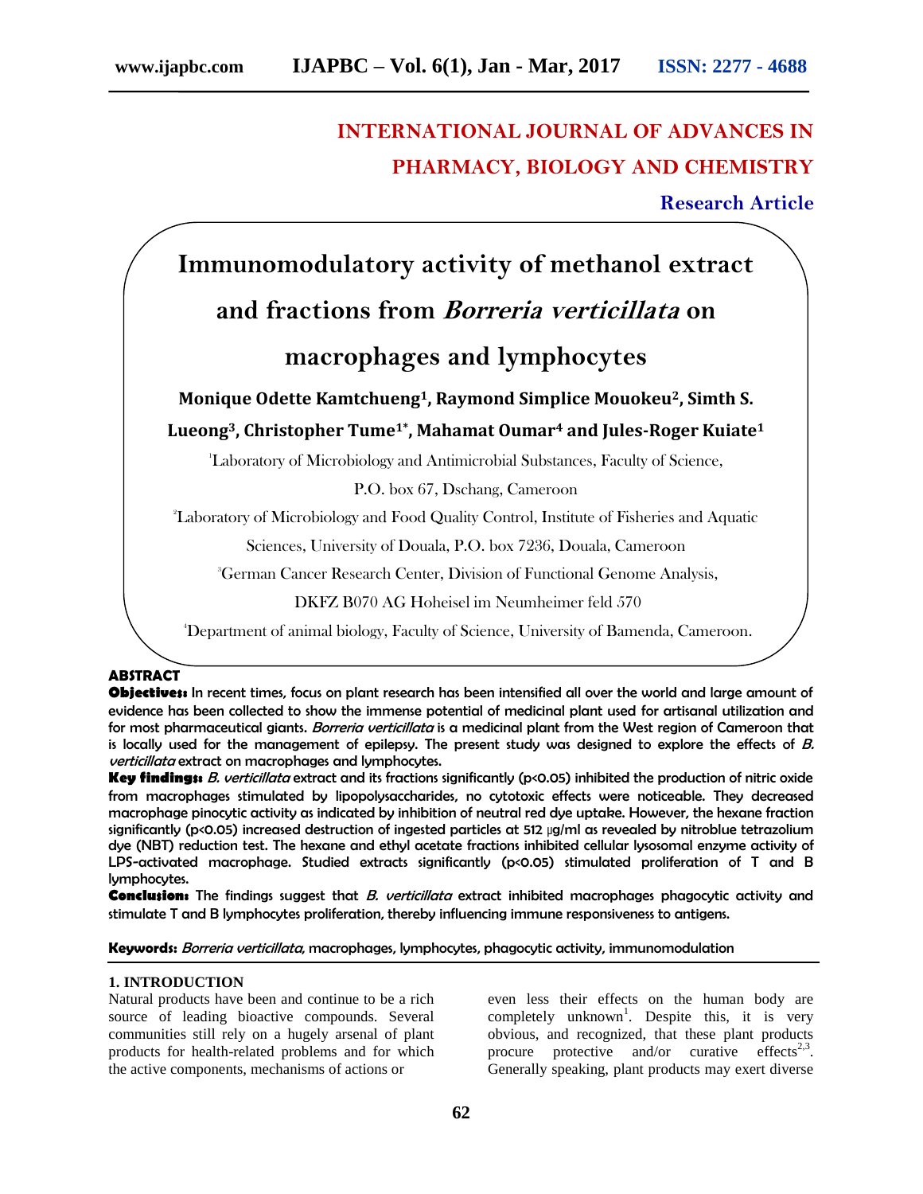# INTERNATIONAL JOURNAL OF ADVANCES IN PHARMACY, BIOLOGY AND CHEMISTRY

**Research Article**

# Immunomodulatory activity of methanol extract and fractions from *Borreria verticillata* on macrophages and lymphocytes

**Monique Odette Kamtchueng[1], Raymond Simplice Mouokeu[2], Simth S. Lueong[3], Christopher Tume[1*], Mahamat Oumar[4] and Jules-Roger Kuiate[1]**

[1]Laboratory of Microbiology and Antimicrobial Substances, Faculty of Science, P.O. box 67, Dschang, Cameroon

[2]Laboratory of Microbiology and Food Quality Control, Institute of Fisheries and Aquatic Sciences, University of Douala, P.O. box 7236, Douala, Cameroon

[3]German Cancer Research Center, Division of Functional Genome Analysis, DKFZ B070 AG Hoheisel im Neumheimer feld 570

[4]Department of animal biology, Faculty of Science, University of Bamenda, Cameroon.

## ABSTRACT

**Objectives:** In recent times, focus on plant research has been intensified all over the world and large amount of evidence has been collected to show the immense potential of medicinal plant used for artisanal utilization and for most pharmaceutical giants. *Borreria verticillata* is a medicinal plant from the West region of Cameroon that is locally used for the management of epilepsy. The present study was designed to explore the effects of *B. verticillata* extract on macrophages and lymphocytes.

**Key findings:** *B. verticillata* extract and its fractions significantly ($p<0.05$) inhibited the production of nitric oxide from macrophages stimulated by lipopolysaccharides, no cytotoxic effects were noticeable. They decreased macrophage pinocytic activity as indicated by inhibition of neutral red dye uptake. However, the hexane fraction significantly ($p<0.05$) increased destruction of ingested particles at 512 µg/ml as revealed by nitroblue tetrazolium dye (NBT) reduction test. The hexane and ethyl acetate fractions inhibited cellular lysosomal enzyme activity of LPS-activated macrophage. Studied extracts significantly ($p<0.05$) stimulated proliferation of T and B lymphocytes.

**Conclusion:** The findings suggest that *B. verticillata* extract inhibited macrophages phagocytic activity and stimulate T and B lymphocytes proliferation, thereby influencing immune responsiveness to antigens.

**Keywords:** *Borreria verticillata*, macrophages, lymphocytes, phagocytic activity, immunomodulation

## 1. INTRODUCTION

Natural products have been and continue to be a rich source of leading bioactive compounds. Several communities still rely on a hugely arsenal of plant products for health-related problems and for which the active components, mechanisms of actions or even less their effects on the human body are completely unknown[1]. Despite this, it is very obvious, and recognized, that these plant products procure protective and/or curative effects[2,3]. Generally speaking, plant products may exert diverse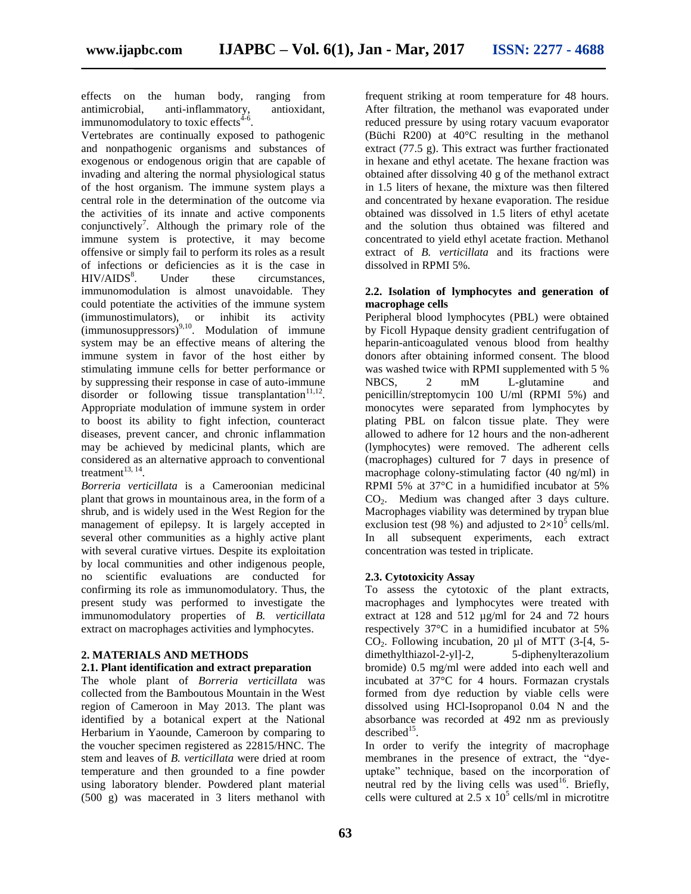effects on the human body, ranging from antimicrobial, anti-inflammatory, antioxidant, immunomodulatory to toxic effects[4-6].

Vertebrates are continually exposed to pathogenic and nonpathogenic organisms and substances of exogenous or endogenous origin that are capable of invading and altering the normal physiological status of the host organism. The immune system plays a central role in the determination of the outcome via the activities of its innate and active components conjunctively[7]. Although the primary role of the immune system is protective, it may become offensive or simply fail to perform its roles as a result of infections or deficiencies as it is the case in HIV/AIDS[8]. Under these circumstances, immunomodulation is almost unavoidable. They could potentiate the activities of the immune system (immunostimulators), or inhibit its activity (immunosuppressors)[9,10]. Modulation of immune system may be an effective means of altering the immune system in favor of the host either by stimulating immune cells for better performance or by suppressing their response in case of auto-immune disorder or following tissue transplantation[11,12]. Appropriate modulation of immune system in order to boost its ability to fight infection, counteract diseases, prevent cancer, and chronic inflammation may be achieved by medicinal plants, which are considered as an alternative approach to conventional treatment[13, 14].

*Borreria verticillata* is a Cameroonian medicinal plant that grows in mountainous area, in the form of a shrub, and is widely used in the West Region for the management of epilepsy. It is largely accepted in several other communities as a highly active plant with several curative virtues. Despite its exploitation by local communities and other indigenous people, no scientific evaluations are conducted for confirming its role as immunomodulatory. Thus, the present study was performed to investigate the immunomodulatory properties of *B. verticillata* extract on macrophages activities and lymphocytes.

## 2. MATERIALS AND METHODS

### 2.1. Plant identification and extract preparation

The whole plant of *Borreria verticillata* was collected from the Bamboutous Mountain in the West region of Cameroon in May 2013. The plant was identified by a botanical expert at the National Herbarium in Yaounde, Cameroon by comparing to the voucher specimen registered as 22815/HNC. The stem and leaves of *B. verticillata* were dried at room temperature and then grounded to a fine powder using laboratory blender. Powdered plant material (500 g) was macerated in 3 liters methanol with frequent striking at room temperature for 48 hours. After filtration, the methanol was evaporated under reduced pressure by using rotary vacuum evaporator (Büchi R200) at 40°C resulting in the methanol extract (77.5 g). This extract was further fractionated in hexane and ethyl acetate. The hexane fraction was obtained after dissolving 40 g of the methanol extract in 1.5 liters of hexane, the mixture was then filtered and concentrated by hexane evaporation. The residue obtained was dissolved in 1.5 liters of ethyl acetate and the solution thus obtained was filtered and concentrated to yield ethyl acetate fraction. Methanol extract of *B. verticillata* and its fractions were dissolved in RPMI 5%.

### 2.2. Isolation of lymphocytes and generation of macrophage cells

Peripheral blood lymphocytes (PBL) were obtained by Ficoll Hypaque density gradient centrifugation of heparin-anticoagulated venous blood from healthy donors after obtaining informed consent. The blood was washed twice with RPMI supplemented with 5 % NBCS, 2 mM L-glutamine and penicillin/streptomycin 100 U/ml (RPMI 5%) and monocytes were separated from lymphocytes by plating PBL on falcon tissue plate. They were allowed to adhere for 12 hours and the non-adherent (lymphocytes) were removed. The adherent cells (macrophages) cultured for 7 days in presence of macrophage colony-stimulating factor (40 ng/ml) in RPMI 5% at 37°C in a humidified incubator at 5% $CO_2$. Medium was changed after 3 days culture. Macrophages viability was determined by trypan blue exclusion test (98 %) and adjusted to $2\times10^5$ cells/ml. In all subsequent experiments, each extract concentration was tested in triplicate.

### 2.3. Cytotoxicity Assay

To assess the cytotoxic of the plant extracts, macrophages and lymphocytes were treated with extract at 128 and 512 µg/ml for 24 and 72 hours respectively 37°C in a humidified incubator at 5% $CO_2$. Following incubation, 20 µl of MTT (3-[4, 5-dimethylthiazol-2-yl]-2, 5-diphenylterazolium bromide) 0.5 mg/ml were added into each well and incubated at 37°C for 4 hours. Formazan crystals formed from dye reduction by viable cells were dissolved using HCl-Isopropanol 0.04 N and the absorbance was recorded at 492 nm as previously described[15].

In order to verify the integrity of macrophage membranes in the presence of extract, the "dye-uptake" technique, based on the incorporation of neutral red by the living cells was used[16]. Briefly, cells were cultured at $2.5 \times 10^5$ cells/ml in microtitre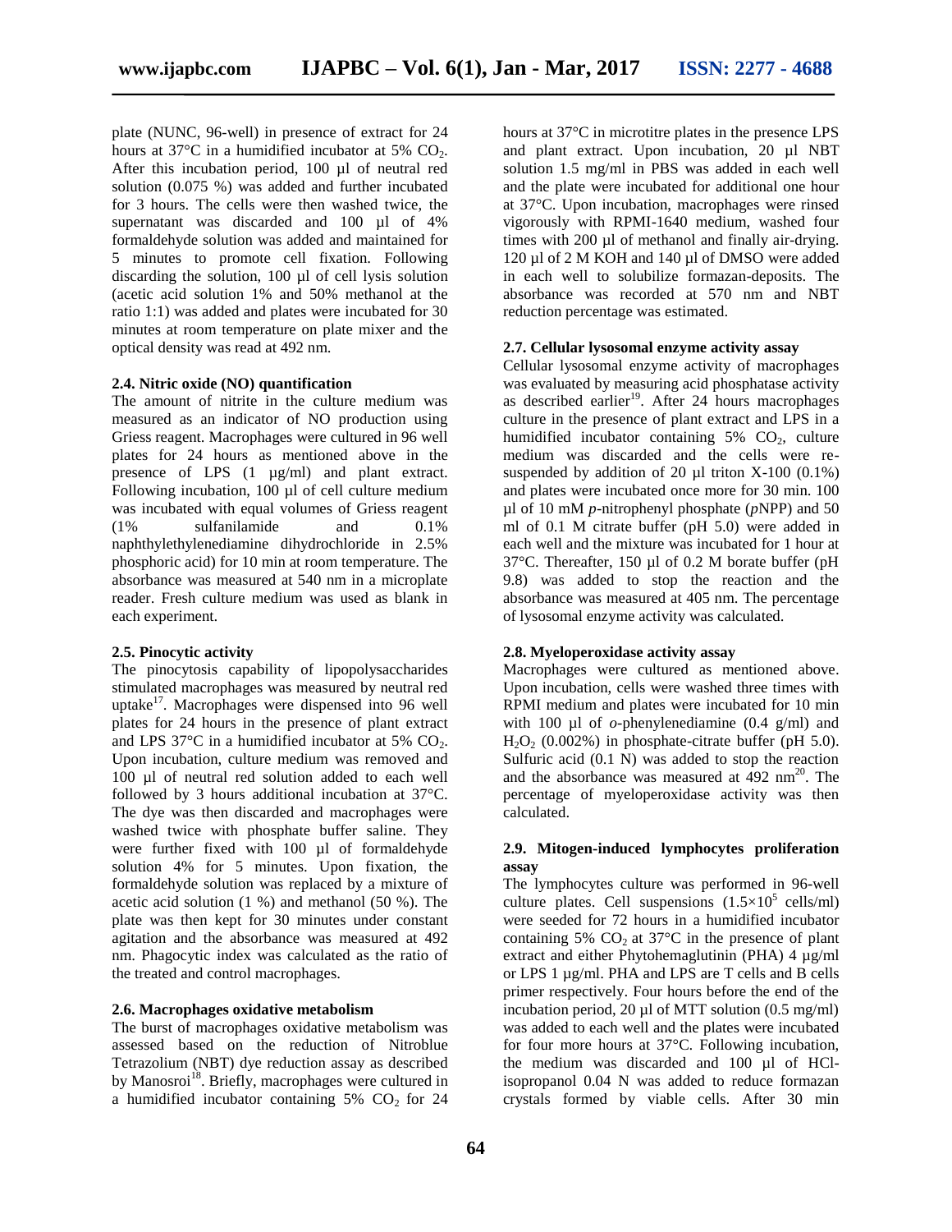plate (NUNC, 96-well) in presence of extract for 24 hours at 37°C in a humidified incubator at 5% $CO_2$. After this incubation period, 100 µl of neutral red solution (0.075 %) was added and further incubated for 3 hours. The cells were then washed twice, the supernatant was discarded and 100 µl of 4% formaldehyde solution was added and maintained for 5 minutes to promote cell fixation. Following discarding the solution, 100 µl of cell lysis solution (acetic acid solution 1% and 50% methanol at the ratio 1:1) was added and plates were incubated for 30 minutes at room temperature on plate mixer and the optical density was read at 492 nm.

**2.4. Nitric oxide (NO) quantification**

The amount of nitrite in the culture medium was measured as an indicator of NO production using Griess reagent. Macrophages were cultured in 96 well plates for 24 hours as mentioned above in the presence of LPS (1 µg/ml) and plant extract. Following incubation, 100 µl of cell culture medium was incubated with equal volumes of Griess reagent (1% sulfanilamide and 0.1% naphthylethylenediamine dihydrochloride in 2.5% phosphoric acid) for 10 min at room temperature. The absorbance was measured at 540 nm in a microplate reader. Fresh culture medium was used as blank in each experiment.

**2.5. Pinocytic activity**

The pinocytosis capability of lipopolysaccharides stimulated macrophages was measured by neutral red uptake[17]. Macrophages were dispensed into 96 well plates for 24 hours in the presence of plant extract and LPS 37°C in a humidified incubator at 5% $CO_2$. Upon incubation, culture medium was removed and 100 µl of neutral red solution added to each well followed by 3 hours additional incubation at 37°C. The dye was then discarded and macrophages were washed twice with phosphate buffer saline. They were further fixed with 100 µl of formaldehyde solution 4% for 5 minutes. Upon fixation, the formaldehyde solution was replaced by a mixture of acetic acid solution (1 %) and methanol (50 %). The plate was then kept for 30 minutes under constant agitation and the absorbance was measured at 492 nm. Phagocytic index was calculated as the ratio of the treated and control macrophages.

**2.6. Macrophages oxidative metabolism**

The burst of macrophages oxidative metabolism was assessed based on the reduction of Nitroblue Tetrazolium (NBT) dye reduction assay as described by Manosroi[18]. Briefly, macrophages were cultured in a humidified incubator containing 5% $CO_2$ for 24 hours at 37°C in microtitre plates in the presence LPS and plant extract. Upon incubation, 20 µl NBT solution 1.5 mg/ml in PBS was added in each well and the plate were incubated for additional one hour at 37°C. Upon incubation, macrophages were rinsed vigorously with RPMI-1640 medium, washed four times with 200 µl of methanol and finally air-drying. 120 µl of 2 M KOH and 140 µl of DMSO were added in each well to solubilize formazan-deposits. The absorbance was recorded at 570 nm and NBT reduction percentage was estimated.

**2.7. Cellular lysosomal enzyme activity assay**

Cellular lysosomal enzyme activity of macrophages was evaluated by measuring acid phosphatase activity as described earlier[19]. After 24 hours macrophages culture in the presence of plant extract and LPS in a humidified incubator containing 5% $CO_2$, culture medium was discarded and the cells were re-suspended by addition of 20 µl triton X-100 (0.1%) and plates were incubated once more for 30 min. 100 µl of 10 mM *p*-nitrophenyl phosphate (*p*NPP) and 50 ml of 0.1 M citrate buffer (pH 5.0) were added in each well and the mixture was incubated for 1 hour at 37°C. Thereafter, 150 µl of 0.2 M borate buffer (pH 9.8) was added to stop the reaction and the absorbance was measured at 405 nm. The percentage of lysosomal enzyme activity was calculated.

**2.8. Myeloperoxidase activity assay**

Macrophages were cultured as mentioned above. Upon incubation, cells were washed three times with RPMI medium and plates were incubated for 10 min with 100 µl of *o*-phenylenediamine (0.4 g/ml) and $H_2O_2$ (0.002%) in phosphate-citrate buffer (pH 5.0). Sulfuric acid (0.1 N) was added to stop the reaction and the absorbance was measured at 492 nm[20]. The percentage of myeloperoxidase activity was then calculated.

**2.9. Mitogen-induced lymphocytes proliferation assay**

The lymphocytes culture was performed in 96-well culture plates. Cell suspensions ($1.5\times10^5$ cells/ml) were seeded for 72 hours in a humidified incubator containing 5% $CO_2$ at 37°C in the presence of plant extract and either Phytohemaglutinin (PHA) 4 µg/ml or LPS 1 µg/ml. PHA and LPS are T cells and B cells primer respectively. Four hours before the end of the incubation period, 20 µl of MTT solution (0.5 mg/ml) was added to each well and the plates were incubated for four more hours at 37°C. Following incubation, the medium was discarded and 100 µl of HCl-isopropanol 0.04 N was added to reduce formazan crystals formed by viable cells. After 30 min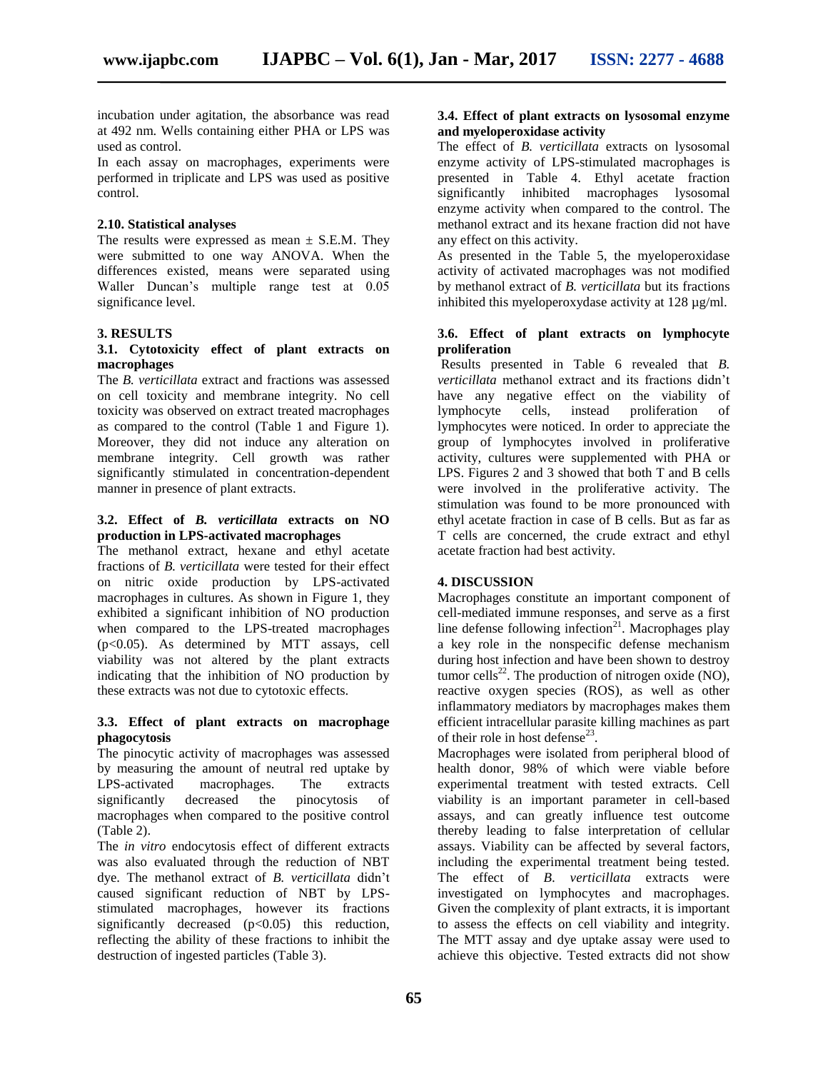incubation under agitation, the absorbance was read at 492 nm. Wells containing either PHA or LPS was used as control.

In each assay on macrophages, experiments were performed in triplicate and LPS was used as positive control.

### 2.10. Statistical analyses

The results were expressed as mean ± S.E.M. They were submitted to one way ANOVA. When the differences existed, means were separated using Waller Duncan's multiple range test at 0.05 significance level.

## 3. RESULTS

### 3.1. Cytotoxicity effect of plant extracts on macrophages

The *B. verticillata* extract and fractions was assessed on cell toxicity and membrane integrity. No cell toxicity was observed on extract treated macrophages as compared to the control (Table 1 and Figure 1). Moreover, they did not induce any alteration on membrane integrity. Cell growth was rather significantly stimulated in concentration-dependent manner in presence of plant extracts.

### 3.2. Effect of *B. verticillata* extracts on NO production in LPS-activated macrophages

The methanol extract, hexane and ethyl acetate fractions of *B. verticillata* were tested for their effect on nitric oxide production by LPS-activated macrophages in cultures. As shown in Figure 1, they exhibited a significant inhibition of NO production when compared to the LPS-treated macrophages ($p<0.05$). As determined by MTT assays, cell viability was not altered by the plant extracts indicating that the inhibition of NO production by these extracts was not due to cytotoxic effects.

### 3.3. Effect of plant extracts on macrophage phagocytosis

The pinocytic activity of macrophages was assessed by measuring the amount of neutral red uptake by LPS-activated macrophages. The extracts significantly decreased the pinocytosis of macrophages when compared to the positive control (Table 2).

The *in vitro* endocytosis effect of different extracts was also evaluated through the reduction of NBT dye. The methanol extract of *B. verticillata* didn't caused significant reduction of NBT by LPS-stimulated macrophages, however its fractions significantly decreased ($p<0.05$) this reduction, reflecting the ability of these fractions to inhibit the destruction of ingested particles (Table 3).

### 3.4. Effect of plant extracts on lysosomal enzyme and myeloperoxidase activity

The effect of *B. verticillata* extracts on lysosomal enzyme activity of LPS-stimulated macrophages is presented in Table 4. Ethyl acetate fraction significantly inhibited macrophages lysosomal enzyme activity when compared to the control. The methanol extract and its hexane fraction did not have any effect on this activity.

As presented in the Table 5, the myeloperoxidase activity of activated macrophages was not modified by methanol extract of *B. verticillata* but its fractions inhibited this myeloperoxydase activity at 128 µg/ml.

### 3.6. Effect of plant extracts on lymphocyte proliferation

Results presented in Table 6 revealed that *B. verticillata* methanol extract and its fractions didn't have any negative effect on the viability of lymphocyte cells, instead proliferation of lymphocytes were noticed. In order to appreciate the group of lymphocytes involved in proliferative activity, cultures were supplemented with PHA or LPS. Figures 2 and 3 showed that both T and B cells were involved in the proliferative activity. The stimulation was found to be more pronounced with ethyl acetate fraction in case of B cells. But as far as T cells are concerned, the crude extract and ethyl acetate fraction had best activity.

## 4. DISCUSSION

Macrophages constitute an important component of cell-mediated immune responses, and serve as a first line defense following infection[21]. Macrophages play a key role in the nonspecific defense mechanism during host infection and have been shown to destroy tumor cells[22]. The production of nitrogen oxide (NO), reactive oxygen species (ROS), as well as other inflammatory mediators by macrophages makes them efficient intracellular parasite killing machines as part of their role in host defense[23].

Macrophages were isolated from peripheral blood of health donor, 98% of which were viable before experimental treatment with tested extracts. Cell viability is an important parameter in cell-based assays, and can greatly influence test outcome thereby leading to false interpretation of cellular assays. Viability can be affected by several factors, including the experimental treatment being tested. The effect of *B. verticillata* extracts were investigated on lymphocytes and macrophages. Given the complexity of plant extracts, it is important to assess the effects on cell viability and integrity. The MTT assay and dye uptake assay were used to achieve this objective. Tested extracts did not show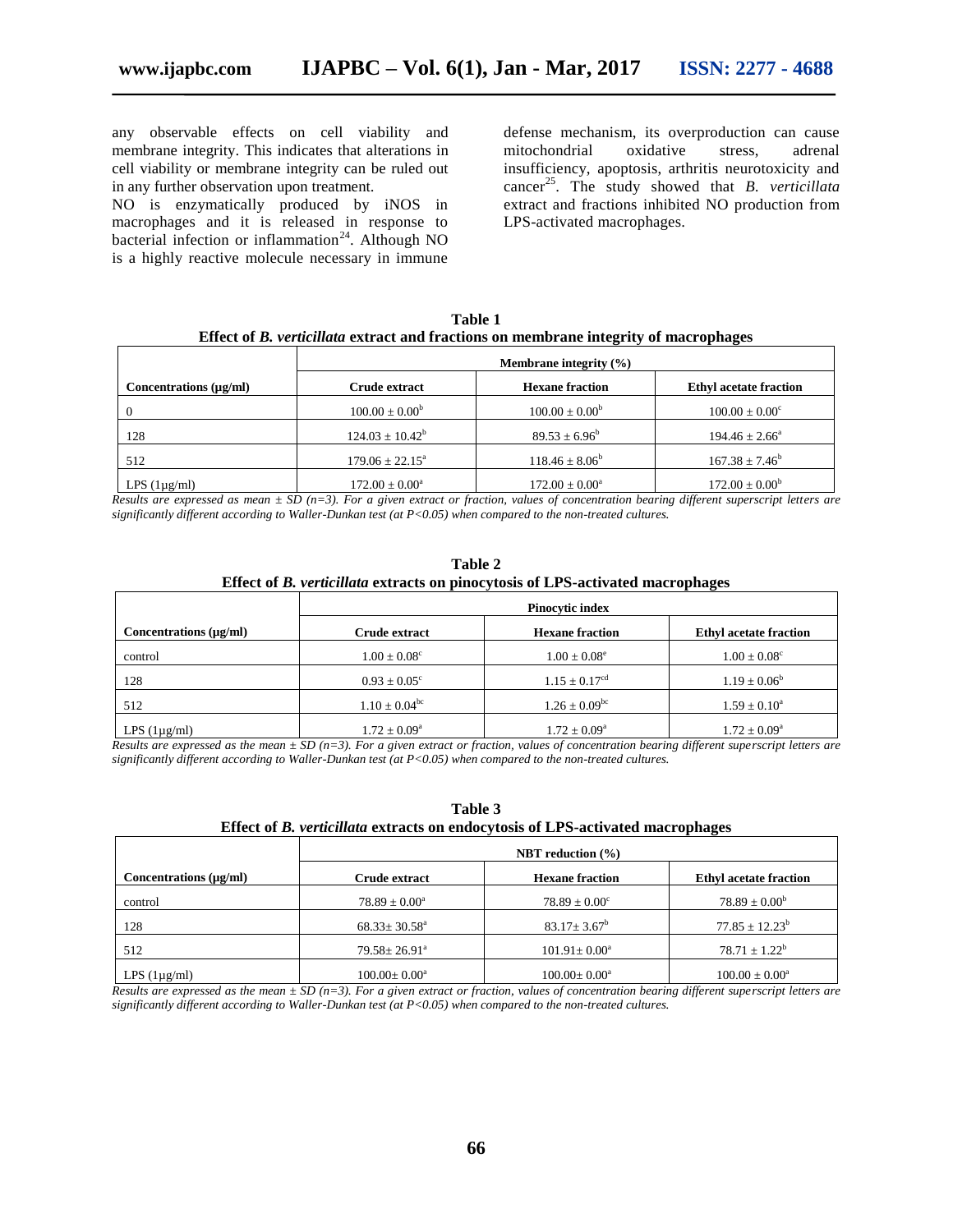any observable effects on cell viability and membrane integrity. This indicates that alterations in cell viability or membrane integrity can be ruled out in any further observation upon treatment.

NO is enzymatically produced by iNOS in macrophages and it is released in response to bacterial infection or inflammation[24]. Although NO is a highly reactive molecule necessary in immune defense mechanism, its overproduction can cause mitochondrial oxidative stress, adrenal insufficiency, apoptosis, arthritis neurotoxicity and cancer[25]. The study showed that *B. verticillata* extract and fractions inhibited NO production from LPS-activated macrophages.

**Table 1**
**Effect of *B. verticillata* extract and fractions on membrane integrity of macrophages**

| | Membrane integrity (%) | | |
|---|---|---|---|
| Concentrations (µg/ml) | Crude extract | Hexane fraction | Ethyl acetate fraction |
| 0 | $100.00 \pm 0.00^{b}$ | $100.00 \pm 0.00^{b}$ | $100.00 \pm 0.00^{c}$ |
| 128 | $124.03 \pm 10.42^{b}$ | $89.53 \pm 6.96^{b}$ | $194.46 \pm 2.66^{a}$ |
| 512 | $179.06 \pm 22.15^{a}$ | $118.46 \pm 8.06^{b}$ | $167.38 \pm 7.46^{b}$ |
| LPS (1µg/ml) | $172.00 \pm 0.00^{a}$ | $172.00 \pm 0.00^{a}$ | $172.00 \pm 0.00^{b}$ |

*Results are expressed as mean ± SD (n=3). For a given extract or fraction, values of concentration bearing different superscript letters are significantly different according to Waller-Dunkan test (at P<0.05) when compared to the non-treated cultures.*

**Table 2**
**Effect of *B. verticillata* extracts on pinocytosis of LPS-activated macrophages**

| | Pinocytic index | | |
|---|---|---|---|
| Concentrations (µg/ml) | Crude extract | Hexane fraction | Ethyl acetate fraction |
| control | $1.00 \pm 0.08^{c}$ | $1.00 \pm 0.08^{e}$ | $1.00 \pm 0.08^{c}$ |
| 128 | $0.93 \pm 0.05^{c}$ | $1.15 \pm 0.17^{cd}$ | $1.19 \pm 0.06^{b}$ |
| 512 | $1.10 \pm 0.04^{bc}$ | $1.26 \pm 0.09^{bc}$ | $1.59 \pm 0.10^{a}$ |
| LPS (1µg/ml) | $1.72 \pm 0.09^{a}$ | $1.72 \pm 0.09^{a}$ | $1.72 \pm 0.09^{a}$ |

*Results are expressed as the mean ± SD (n=3). For a given extract or fraction, values of concentration bearing different superscript letters are significantly different according to Waller-Dunkan test (at P<0.05) when compared to the non-treated cultures.*

**Table 3**
**Effect of *B. verticillata* extracts on endocytosis of LPS-activated macrophages**

| | NBT reduction (%) | | |
|---|---|---|---|
| Concentrations (µg/ml) | Crude extract | Hexane fraction | Ethyl acetate fraction |
| control | $78.89 \pm 0.00^{a}$ | $78.89 \pm 0.00^{c}$ | $78.89 \pm 0.00^{b}$ |
| 128 | $68.33 \pm 30.58^{a}$ | $83.17 \pm 3.67^{b}$ | $77.85 \pm 12.23^{b}$ |
| 512 | $79.58 \pm 26.91^{a}$ | $101.91 \pm 0.00^{a}$ | $78.71 \pm 1.22^{b}$ |
| LPS (1µg/ml) | $100.00 \pm 0.00^{a}$ | $100.00 \pm 0.00^{a}$ | $100.00 \pm 0.00^{a}$ |

*Results are expressed as the mean ± SD (n=3). For a given extract or fraction, values of concentration bearing different superscript letters are significantly different according to Waller-Dunkan test (at P<0.05) when compared to the non-treated cultures.*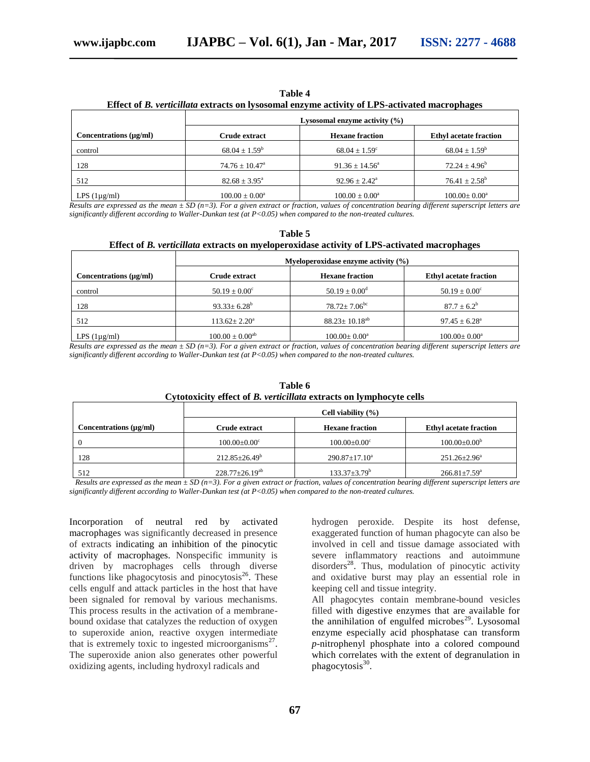**Table 4**
**Effect of *B. verticillata* extracts on lysosomal enzyme activity of LPS-activated macrophages**

| | Lysosomal enzyme activity (%) | | |
|---|---|---|---|
| Concentrations (µg/ml) | Crude extract | Hexane fraction | Ethyl acetate fraction |
| control | $68.04 \pm 1.59^{b}$ | $68.04 \pm 1.59^{c}$ | $68.04 \pm 1.59^{b}$ |
| 128 | $74.76 \pm 10.47^{a}$ | $91.36 \pm 14.56^{a}$ | $72.24 \pm 4.96^{b}$ |
| 512 | $82.68 \pm 3.95^{a}$ | $92.96 \pm 2.42^{a}$ | $76.41 \pm 2.58^{b}$ |
| LPS (1µg/ml) | $100.00 \pm 0.00^{a}$ | $100.00 \pm 0.00^{a}$ | $100.00 \pm 0.00^{a}$ |

*Results are expressed as the mean ± SD (n=3). For a given extract or fraction, values of concentration bearing different superscript letters are significantly different according to Waller-Dunkan test (at P<0.05) when compared to the non-treated cultures.*

**Table 5**
**Effect of *B. verticillata* extracts on myeloperoxidase activity of LPS-activated macrophages**

| | Myeloperoxidase enzyme activity (%) | | |
|---|---|---|---|
| Concentrations (µg/ml) | Crude extract | Hexane fraction | Ethyl acetate fraction |
| control | $50.19 \pm 0.00^{c}$ | $50.19 \pm 0.00^{d}$ | $50.19 \pm 0.00^{c}$ |
| 128 | $93.33 \pm 6.28^{b}$ | $78.72 \pm 7.06^{bc}$ | $87.7 \pm 6.2^{b}$ |
| 512 | $113.62 \pm 2.20^{a}$ | $88.23 \pm 10.18^{ab}$ | $97.45 \pm 6.28^{a}$ |
| LPS (1µg/ml) | $100.00 \pm 0.00^{ab}$ | $100.00 \pm 0.00^{a}$ | $100.00 \pm 0.00^{a}$ |

*Results are expressed as the mean ± SD (n=3). For a given extract or fraction, values of concentration bearing different superscript letters are significantly different according to Waller-Dunkan test (at P<0.05) when compared to the non-treated cultures.*

**Table 6**
**Cytotoxicity effect of *B. verticillata* extracts on lymphocyte cells**

| | Cell viability (%) | | |
|---|---|---|---|
| Concentrations (µg/ml) | Crude extract | Hexane fraction | Ethyl acetate fraction |
| 0 | $100.00 \pm 0.00^{c}$ | $100.00 \pm 0.00^{c}$ | $100.00 \pm 0.00^{b}$ |
| 128 | $212.85 \pm 26.49^{b}$ | $290.87 \pm 17.10^{a}$ | $251.26 \pm 2.96^{a}$ |
| 512 | $228.77 \pm 26.19^{ab}$ | $133.37 \pm 3.79^{b}$ | $266.81 \pm 7.59^{a}$ |

*Results are expressed as the mean ± SD (n=3). For a given extract or fraction, values of concentration bearing different superscript letters are significantly different according to Waller-Dunkan test (at P<0.05) when compared to the non-treated cultures.*

Incorporation of neutral red by activated macrophages was significantly decreased in presence of extracts indicating an inhibition of the pinocytic activity of macrophages. Nonspecific immunity is driven by macrophages cells through diverse functions like phagocytosis and pinocytosis[26]. These cells engulf and attack particles in the host that have been signaled for removal by various mechanisms. This process results in the activation of a membrane-bound oxidase that catalyzes the reduction of oxygen to superoxide anion, reactive oxygen intermediate that is extremely toxic to ingested microorganisms[27]. The superoxide anion also generates other powerful oxidizing agents, including hydroxyl radicals and hydrogen peroxide. Despite its host defense, exaggerated function of human phagocyte can also be involved in cell and tissue damage associated with severe inflammatory reactions and autoimmune disorders[28]. Thus, modulation of pinocytic activity and oxidative burst may play an essential role in keeping cell and tissue integrity.

All phagocytes contain membrane-bound vesicles filled with digestive enzymes that are available for the annihilation of engulfed microbes[29]. Lysosomal enzyme especially acid phosphatase can transform *p*-nitrophenyl phosphate into a colored compound which correlates with the extent of degranulation in phagocytosis[30].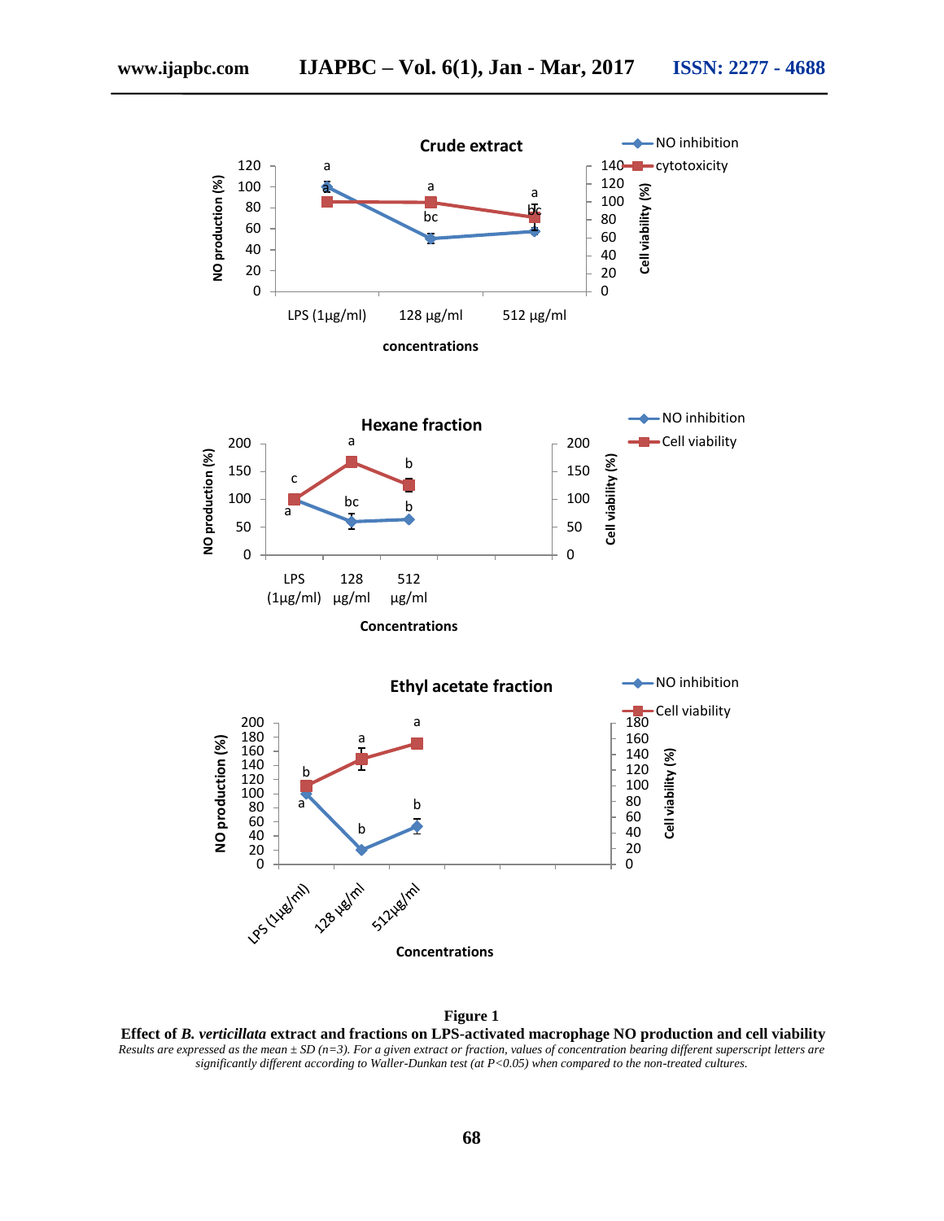**Figure 1**

**Effect of *B. verticillata* extract and fractions on LPS-activated macrophage NO production and cell viability**

*Results are expressed as the mean ± SD (n=3). For a given extract or fraction, values of concentration bearing different superscript letters are significantly different according to Waller-Dunkan test (at P<0.05) when compared to the non-treated cultures.*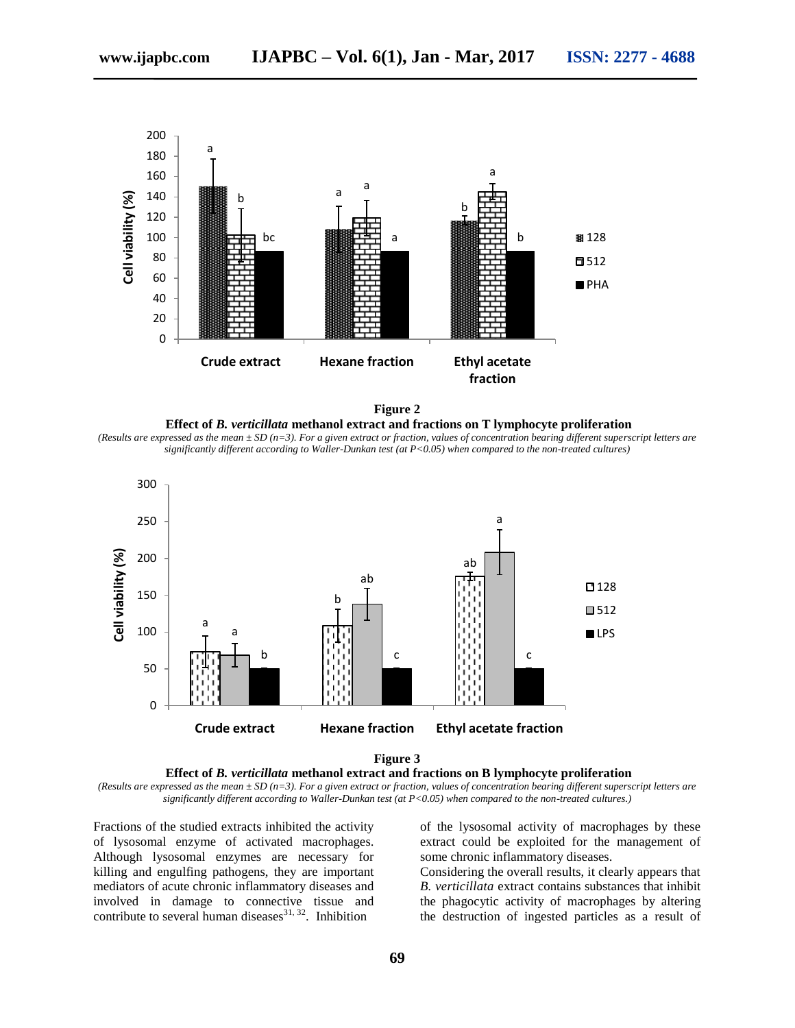**Figure 2**

**Effect of *B. verticillata* methanol extract and fractions on T lymphocyte proliferation**

*(Results are expressed as the mean ± SD (n=3). For a given extract or fraction, values of concentration bearing different superscript letters are significantly different according to Waller-Dunkan test (at P<0.05) when compared to the non-treated cultures)*

**Figure 3**

**Effect of *B. verticillata* methanol extract and fractions on B lymphocyte proliferation**

*(Results are expressed as the mean ± SD (n=3). For a given extract or fraction, values of concentration bearing different superscript letters are significantly different according to Waller-Dunkan test (at P<0.05) when compared to the non-treated cultures.)*

Fractions of the studied extracts inhibited the activity of lysosomal enzyme of activated macrophages. Although lysosomal enzymes are necessary for killing and engulfing pathogens, they are important mediators of acute chronic inflammatory diseases and involved in damage to connective tissue and contribute to several human diseases[31, 32]. Inhibition of the lysosomal activity of macrophages by these extract could be exploited for the management of some chronic inflammatory diseases.

Considering the overall results, it clearly appears that *B. verticillata* extract contains substances that inhibit the phagocytic activity of macrophages by altering the destruction of ingested particles as a result of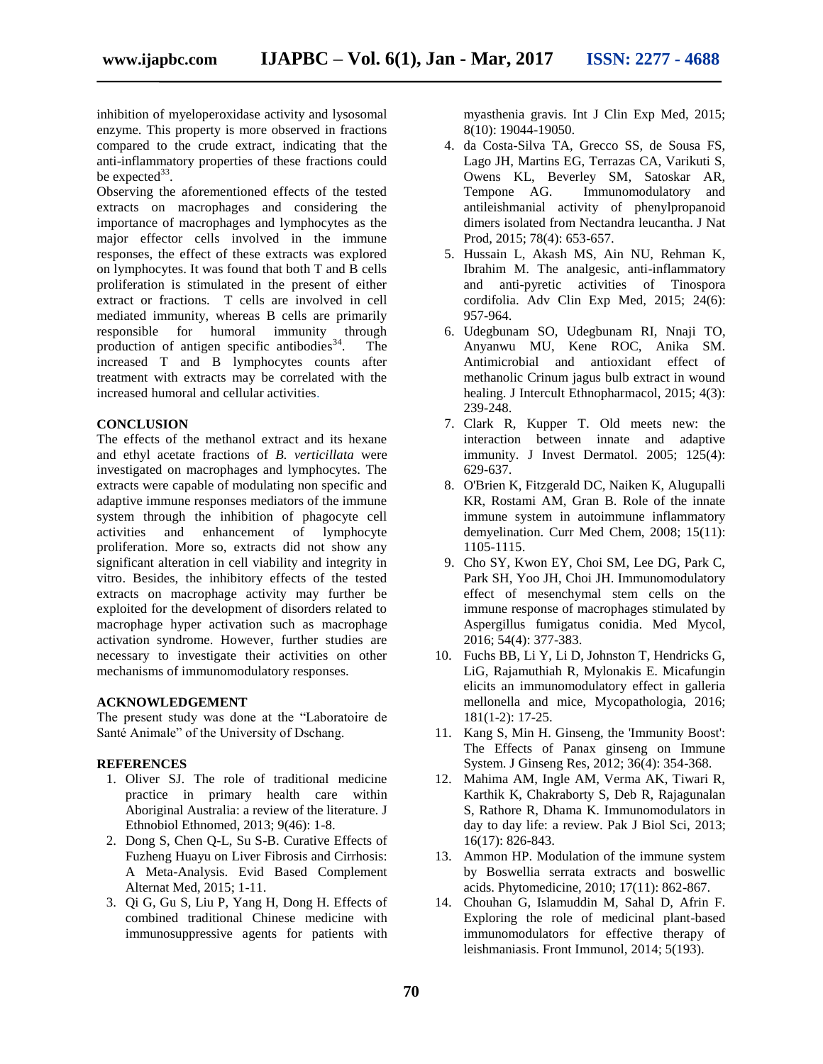inhibition of myeloperoxidase activity and lysosomal enzyme. This property is more observed in fractions compared to the crude extract, indicating that the anti-inflammatory properties of these fractions could be expected[33].

Observing the aforementioned effects of the tested extracts on macrophages and considering the importance of macrophages and lymphocytes as the major effector cells involved in the immune responses, the effect of these extracts was explored on lymphocytes. It was found that both T and B cells proliferation is stimulated in the present of either extract or fractions. T cells are involved in cell mediated immunity, whereas B cells are primarily responsible for humoral immunity through production of antigen specific antibodies[34]. The increased T and B lymphocytes counts after treatment with extracts may be correlated with the increased humoral and cellular activities.

## CONCLUSION

The effects of the methanol extract and its hexane and ethyl acetate fractions of *B. verticillata* were investigated on macrophages and lymphocytes. The extracts were capable of modulating non specific and adaptive immune responses mediators of the immune system through the inhibition of phagocyte cell activities and enhancement of lymphocyte proliferation. More so, extracts did not show any significant alteration in cell viability and integrity in vitro. Besides, the inhibitory effects of the tested extracts on macrophage activity may further be exploited for the development of disorders related to macrophage hyper activation such as macrophage activation syndrome. However, further studies are necessary to investigate their activities on other mechanisms of immunomodulatory responses.

## ACKNOWLEDGEMENT

The present study was done at the "Laboratoire de Santé Animale" of the University of Dschang.

## REFERENCES

1. Oliver SJ. The role of traditional medicine practice in primary health care within Aboriginal Australia: a review of the literature. J Ethnobiol Ethnomed, 2013; 9(46): 1-8.
2. Dong S, Chen Q-L, Su S-B. Curative Effects of Fuzheng Huayu on Liver Fibrosis and Cirrhosis: A Meta-Analysis. Evid Based Complement Alternat Med, 2015; 1-11.
3. Qi G, Gu S, Liu P, Yang H, Dong H. Effects of combined traditional Chinese medicine with immunosuppressive agents for patients with myasthenia gravis. Int J Clin Exp Med, 2015; 8(10): 19044-19050.
4. da Costa-Silva TA, Grecco SS, de Sousa FS, Lago JH, Martins EG, Terrazas CA, Varikuti S, Owens KL, Beverley SM, Satoskar AR, Tempone AG. Immunomodulatory and antileishmanial activity of phenylpropanoid dimers isolated from Nectandra leucantha. J Nat Prod, 2015; 78(4): 653-657.
5. Hussain L, Akash MS, Ain NU, Rehman K, Ibrahim M. The analgesic, anti-inflammatory and anti-pyretic activities of Tinospora cordifolia. Adv Clin Exp Med, 2015; 24(6): 957-964.
6. Udegbunam SO, Udegbunam RI, Nnaji TO, Anyanwu MU, Kene ROC, Anika SM. Antimicrobial and antioxidant effect of methanolic Crinum jagus bulb extract in wound healing. J Intercult Ethnopharmacol, 2015; 4(3): 239-248.
7. Clark R, Kupper T. Old meets new: the interaction between innate and adaptive immunity. J Invest Dermatol. 2005; 125(4): 629-637.
8. O'Brien K, Fitzgerald DC, Naiken K, Alugupalli KR, Rostami AM, Gran B. Role of the innate immune system in autoimmune inflammatory demyelination. Curr Med Chem, 2008; 15(11): 1105-1115.
9. Cho SY, Kwon EY, Choi SM, Lee DG, Park C, Park SH, Yoo JH, Choi JH. Immunomodulatory effect of mesenchymal stem cells on the immune response of macrophages stimulated by Aspergillus fumigatus conidia. Med Mycol, 2016; 54(4): 377-383.
10. Fuchs BB, Li Y, Li D, Johnston T, Hendricks G, LiG, Rajamuthiah R, Mylonakis E. Micafungin elicits an immunomodulatory effect in galleria mellonella and mice, Mycopathologia, 2016; 181(1-2): 17-25.
11. Kang S, Min H. Ginseng, the 'Immunity Boost': The Effects of Panax ginseng on Immune System. J Ginseng Res, 2012; 36(4): 354-368.
12. Mahima AM, Ingle AM, Verma AK, Tiwari R, Karthik K, Chakraborty S, Deb R, Rajagunalan S, Rathore R, Dhama K. Immunomodulators in day to day life: a review. Pak J Biol Sci, 2013; 16(17): 826-843.
13. Ammon HP. Modulation of the immune system by Boswellia serrata extracts and boswellic acids. Phytomedicine, 2010; 17(11): 862-867.
14. Chouhan G, Islamuddin M, Sahal D, Afrin F. Exploring the role of medicinal plant-based immunomodulators for effective therapy of leishmaniasis. Front Immunol, 2014; 5(193).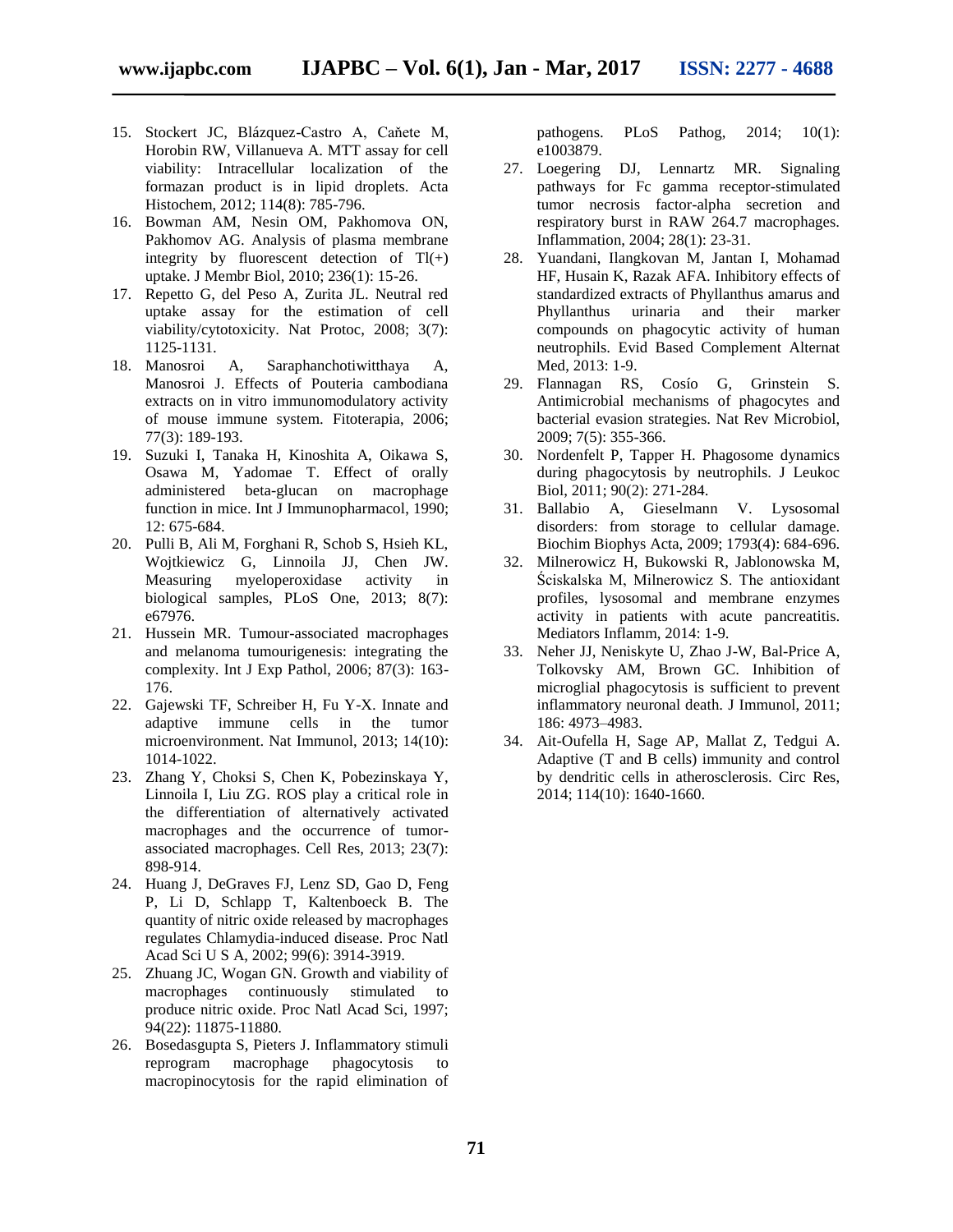15. Stockert JC, Blázquez-Castro A, Cañete M, Horobin RW, Villanueva A. MTT assay for cell viability: Intracellular localization of the formazan product is in lipid droplets. Acta Histochem, 2012; 114(8): 785-796.
16. Bowman AM, Nesin OM, Pakhomova ON, Pakhomov AG. Analysis of plasma membrane integrity by fluorescent detection of Tl(+) uptake. J Membr Biol, 2010; 236(1): 15-26.
17. Repetto G, del Peso A, Zurita JL. Neutral red uptake assay for the estimation of cell viability/cytotoxicity. Nat Protoc, 2008; 3(7): 1125-1131.
18. Manosroi A, Saraphanchotiwitthaya A, Manosroi J. Effects of Pouteria cambodiana extracts on in vitro immunomodulatory activity of mouse immune system. Fitoterapia, 2006; 77(3): 189-193.
19. Suzuki I, Tanaka H, Kinoshita A, Oikawa S, Osawa M, Yadomae T. Effect of orally administered beta-glucan on macrophage function in mice. Int J Immunopharmacol, 1990; 12: 675-684.
20. Pulli B, Ali M, Forghani R, Schob S, Hsieh KL, Wojtkiewicz G, Linnoila JJ, Chen JW. Measuring myeloperoxidase activity in biological samples, PLoS One, 2013; 8(7): e67976.
21. Hussein MR. Tumour-associated macrophages and melanoma tumourigenesis: integrating the complexity. Int J Exp Pathol, 2006; 87(3): 163-176.
22. Gajewski TF, Schreiber H, Fu Y-X. Innate and adaptive immune cells in the tumor microenvironment. Nat Immunol, 2013; 14(10): 1014-1022.
23. Zhang Y, Choksi S, Chen K, Pobezinskaya Y, Linnoila I, Liu ZG. ROS play a critical role in the differentiation of alternatively activated macrophages and the occurrence of tumor-associated macrophages. Cell Res, 2013; 23(7): 898-914.
24. Huang J, DeGraves FJ, Lenz SD, Gao D, Feng P, Li D, Schlapp T, Kaltenboeck B. The quantity of nitric oxide released by macrophages regulates Chlamydia-induced disease. Proc Natl Acad Sci U S A, 2002; 99(6): 3914-3919.
25. Zhuang JC, Wogan GN. Growth and viability of macrophages continuously stimulated to produce nitric oxide. Proc Natl Acad Sci, 1997; 94(22): 11875-11880.
26. Bosedasgupta S, Pieters J. Inflammatory stimuli reprogram macrophage phagocytosis to macropinocytosis for the rapid elimination of pathogens. PLoS Pathog, 2014; 10(1): e1003879.
27. Loegering DJ, Lennartz MR. Signaling pathways for Fc gamma receptor-stimulated tumor necrosis factor-alpha secretion and respiratory burst in RAW 264.7 macrophages. Inflammation, 2004; 28(1): 23-31.
28. Yuandani, Ilangkovan M, Jantan I, Mohamad HF, Husain K, Razak AFA. Inhibitory effects of standardized extracts of Phyllanthus amarus and Phyllanthus urinaria and their marker compounds on phagocytic activity of human neutrophils. Evid Based Complement Alternat Med, 2013: 1-9.
29. Flannagan RS, Cosío G, Grinstein S. Antimicrobial mechanisms of phagocytes and bacterial evasion strategies. Nat Rev Microbiol, 2009; 7(5): 355-366.
30. Nordenfelt P, Tapper H. Phagosome dynamics during phagocytosis by neutrophils. J Leukoc Biol, 2011; 90(2): 271-284.
31. Ballabio A, Gieselmann V. Lysosomal disorders: from storage to cellular damage. Biochim Biophys Acta, 2009; 1793(4): 684-696.
32. Milnerowicz H, Bukowski R, Jablonowska M, Ściskalska M, Milnerowicz S. The antioxidant profiles, lysosomal and membrane enzymes activity in patients with acute pancreatitis. Mediators Inflamm, 2014: 1-9.
33. Neher JJ, Neniskyte U, Zhao J-W, Bal-Price A, Tolkovsky AM, Brown GC. Inhibition of microglial phagocytosis is sufficient to prevent inflammatory neuronal death. J Immunol, 2011; 186: 4973–4983.
34. Ait-Oufella H, Sage AP, Mallat Z, Tedgui A. Adaptive (T and B cells) immunity and control by dendritic cells in atherosclerosis. Circ Res, 2014; 114(10): 1640-1660.